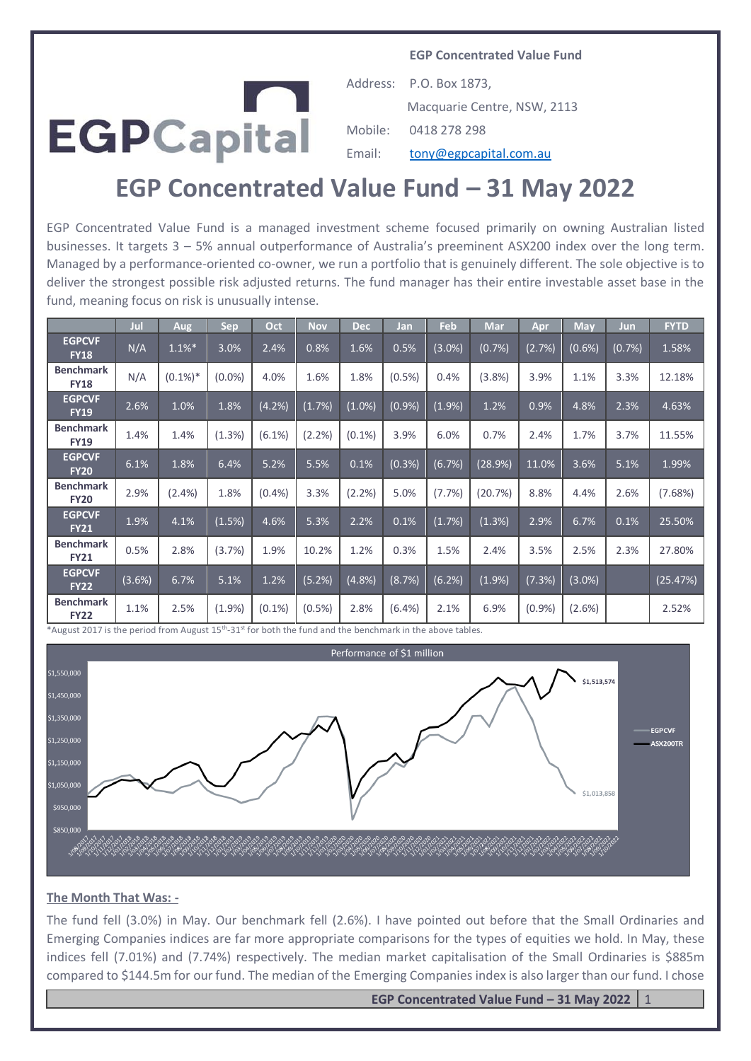**EGP Concentrated Value Fund**

EGPCapital

Address: P.O. Box 1873,
Macquarie Centre, NSW, 2113

Mobile: 0418 278 298

Email: tony@egpcapital.com.au

# EGP Concentrated Value Fund – 31 May 2022

EGP Concentrated Value Fund is a managed investment scheme focused primarily on owning Australian listed businesses. It targets 3 – 5% annual outperformance of Australia's preeminent ASX200 index over the long term. Managed by a performance-oriented co-owner, we run a portfolio that is genuinely different. The sole objective is to deliver the strongest possible risk adjusted returns. The fund manager has their entire investable asset base in the fund, meaning focus on risk is unusually intense.

| | Jul | Aug | Sep | Oct | Nov | Dec | Jan | Feb | Mar | Apr | May | Jun | FYTD |
|---|---|---|---|---|---|---|---|---|---|---|---|---|---|
| **EGPCVF FY18** | N/A | 1.1%* | 3.0% | 2.4% | 0.8% | 1.6% | 0.5% | (3.0%) | (0.7%) | (2.7%) | (0.6%) | (0.7%) | 1.58% |
| **Benchmark FY18** | N/A | (0.1%)* | (0.0%) | 4.0% | 1.6% | 1.8% | (0.5%) | 0.4% | (3.8%) | 3.9% | 1.1% | 3.3% | 12.18% |
| **EGPCVF FY19** | 2.6% | 1.0% | 1.8% | (4.2%) | (1.7%) | (1.0%) | (0.9%) | (1.9%) | 1.2% | 0.9% | 4.8% | 2.3% | 4.63% |
| **Benchmark FY19** | 1.4% | 1.4% | (1.3%) | (6.1%) | (2.2%) | (0.1%) | 3.9% | 6.0% | 0.7% | 2.4% | 1.7% | 3.7% | 11.55% |
| **EGPCVF FY20** | 6.1% | 1.8% | 6.4% | 5.2% | 5.5% | 0.1% | (0.3%) | (6.7%) | (28.9%) | 11.0% | 3.6% | 5.1% | 1.99% |
| **Benchmark FY20** | 2.9% | (2.4%) | 1.8% | (0.4%) | 3.3% | (2.2%) | 5.0% | (7.7%) | (20.7%) | 8.8% | 4.4% | 2.6% | (7.68%) |
| **EGPCVF FY21** | 1.9% | 4.1% | (1.5%) | 4.6% | 5.3% | 2.2% | 0.1% | (1.7%) | (1.3%) | 2.9% | 6.7% | 0.1% | 25.50% |
| **Benchmark FY21** | 0.5% | 2.8% | (3.7%) | 1.9% | 10.2% | 1.2% | 0.3% | 1.5% | 2.4% | 3.5% | 2.5% | 2.3% | 27.80% |
| **EGPCVF FY22** | (3.6%) | 6.7% | 5.1% | 1.2% | (5.2%) | (4.8%) | (8.7%) | (6.2%) | (1.9%) | (7.3%) | (3.0%) | | (25.47%) |
| **Benchmark FY22** | 1.1% | 2.5% | (1.9%) | (0.1%) | (0.5%) | 2.8% | (6.4%) | 2.1% | 6.9% | (0.9%) | (2.6%) | | 2.52% |

*August 2017 is the period from August 15th-31st for both the fund and the benchmark in the above tables.

Performance of $1 million

## The Month That Was: -

The fund fell (3.0%) in May. Our benchmark fell (2.6%). I have pointed out before that the Small Ordinaries and Emerging Companies indices are far more appropriate comparisons for the types of equities we hold. In May, these indices fell (7.01%) and (7.74%) respectively. The median market capitalisation of the Small Ordinaries is $885m compared to $144.5m for our fund. The median of the Emerging Companies index is also larger than our fund. I chose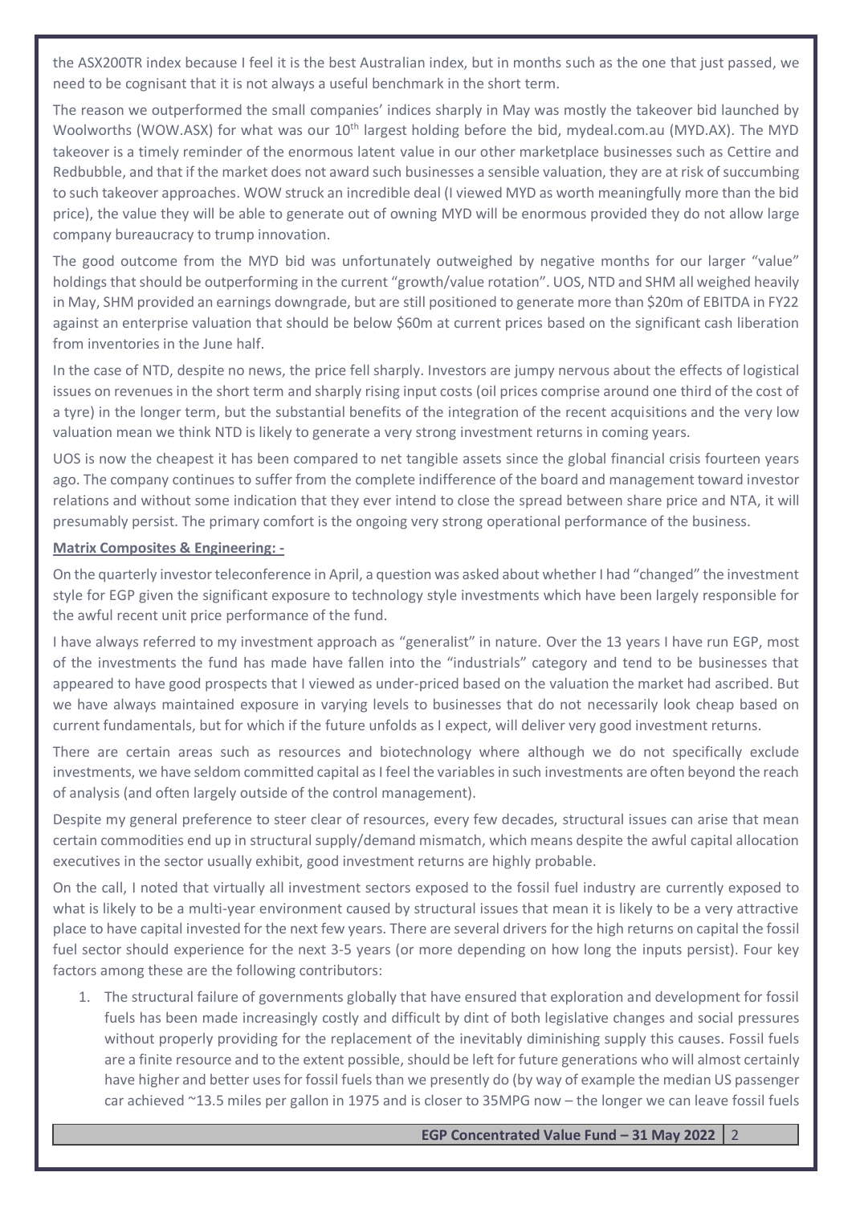the ASX200TR index because I feel it is the best Australian index, but in months such as the one that just passed, we need to be cognisant that it is not always a useful benchmark in the short term.

The reason we outperformed the small companies' indices sharply in May was mostly the takeover bid launched by Woolworths (WOW.ASX) for what was our 10th largest holding before the bid, mydeal.com.au (MYD.AX). The MYD takeover is a timely reminder of the enormous latent value in our other marketplace businesses such as Cettire and Redbubble, and that if the market does not award such businesses a sensible valuation, they are at risk of succumbing to such takeover approaches. WOW struck an incredible deal (I viewed MYD as worth meaningfully more than the bid price), the value they will be able to generate out of owning MYD will be enormous provided they do not allow large company bureaucracy to trump innovation.

The good outcome from the MYD bid was unfortunately outweighed by negative months for our larger "value" holdings that should be outperforming in the current "growth/value rotation". UOS, NTD and SHM all weighed heavily in May, SHM provided an earnings downgrade, but are still positioned to generate more than \$20m of EBITDA in FY22 against an enterprise valuation that should be below \$60m at current prices based on the significant cash liberation from inventories in the June half.

In the case of NTD, despite no news, the price fell sharply. Investors are jumpy nervous about the effects of logistical issues on revenues in the short term and sharply rising input costs (oil prices comprise around one third of the cost of a tyre) in the longer term, but the substantial benefits of the integration of the recent acquisitions and the very low valuation mean we think NTD is likely to generate a very strong investment returns in coming years.

UOS is now the cheapest it has been compared to net tangible assets since the global financial crisis fourteen years ago. The company continues to suffer from the complete indifference of the board and management toward investor relations and without some indication that they ever intend to close the spread between share price and NTA, it will presumably persist. The primary comfort is the ongoing very strong operational performance of the business.

**Matrix Composites & Engineering: -**

On the quarterly investor teleconference in April, a question was asked about whether I had "changed" the investment style for EGP given the significant exposure to technology style investments which have been largely responsible for the awful recent unit price performance of the fund.

I have always referred to my investment approach as "generalist" in nature. Over the 13 years I have run EGP, most of the investments the fund has made have fallen into the "industrials" category and tend to be businesses that appeared to have good prospects that I viewed as under-priced based on the valuation the market had ascribed. But we have always maintained exposure in varying levels to businesses that do not necessarily look cheap based on current fundamentals, but for which if the future unfolds as I expect, will deliver very good investment returns.

There are certain areas such as resources and biotechnology where although we do not specifically exclude investments, we have seldom committed capital as I feel the variables in such investments are often beyond the reach of analysis (and often largely outside of the control management).

Despite my general preference to steer clear of resources, every few decades, structural issues can arise that mean certain commodities end up in structural supply/demand mismatch, which means despite the awful capital allocation executives in the sector usually exhibit, good investment returns are highly probable.

On the call, I noted that virtually all investment sectors exposed to the fossil fuel industry are currently exposed to what is likely to be a multi-year environment caused by structural issues that mean it is likely to be a very attractive place to have capital invested for the next few years. There are several drivers for the high returns on capital the fossil fuel sector should experience for the next 3-5 years (or more depending on how long the inputs persist). Four key factors among these are the following contributors:

1. The structural failure of governments globally that have ensured that exploration and development for fossil fuels has been made increasingly costly and difficult by dint of both legislative changes and social pressures without properly providing for the replacement of the inevitably diminishing supply this causes. Fossil fuels are a finite resource and to the extent possible, should be left for future generations who will almost certainly have higher and better uses for fossil fuels than we presently do (by way of example the median US passenger car achieved ~13.5 miles per gallon in 1975 and is closer to 35MPG now – the longer we can leave fossil fuels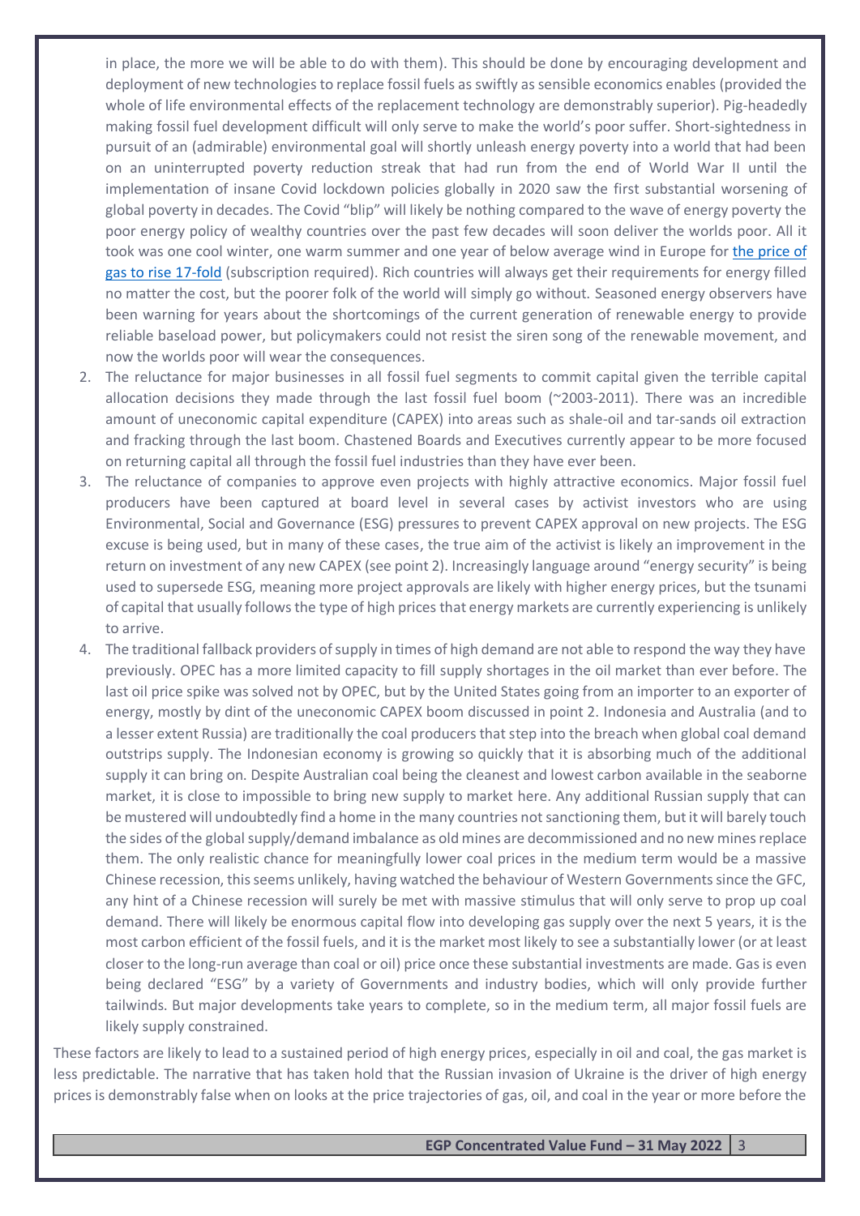in place, the more we will be able to do with them). This should be done by encouraging development and deployment of new technologies to replace fossil fuels as swiftly as sensible economics enables (provided the whole of life environmental effects of the replacement technology are demonstrably superior). Pig-headedly making fossil fuel development difficult will only serve to make the world's poor suffer. Short-sightedness in pursuit of an (admirable) environmental goal will shortly unleash energy poverty into a world that had been on an uninterrupted poverty reduction streak that had run from the end of World War II until the implementation of insane Covid lockdown policies globally in 2020 saw the first substantial worsening of global poverty in decades. The Covid "blip" will likely be nothing compared to the wave of energy poverty the poor energy policy of wealthy countries over the past few decades will soon deliver the worlds poor. All it took was one cool winter, one warm summer and one year of below average wind in Europe for [the price of gas to rise 17-fold]() (subscription required). Rich countries will always get their requirements for energy filled no matter the cost, but the poorer folk of the world will simply go without. Seasoned energy observers have been warning for years about the shortcomings of the current generation of renewable energy to provide reliable baseload power, but policymakers could not resist the siren song of the renewable movement, and now the worlds poor will wear the consequences.

2. The reluctance for major businesses in all fossil fuel segments to commit capital given the terrible capital allocation decisions they made through the last fossil fuel boom (~2003-2011). There was an incredible amount of uneconomic capital expenditure (CAPEX) into areas such as shale-oil and tar-sands oil extraction and fracking through the last boom. Chastened Boards and Executives currently appear to be more focused on returning capital all through the fossil fuel industries than they have ever been.
3. The reluctance of companies to approve even projects with highly attractive economics. Major fossil fuel producers have been captured at board level in several cases by activist investors who are using Environmental, Social and Governance (ESG) pressures to prevent CAPEX approval on new projects. The ESG excuse is being used, but in many of these cases, the true aim of the activist is likely an improvement in the return on investment of any new CAPEX (see point 2). Increasingly language around "energy security" is being used to supersede ESG, meaning more project approvals are likely with higher energy prices, but the tsunami of capital that usually follows the type of high prices that energy markets are currently experiencing is unlikely to arrive.
4. The traditional fallback providers of supply in times of high demand are not able to respond the way they have previously. OPEC has a more limited capacity to fill supply shortages in the oil market than ever before. The last oil price spike was solved not by OPEC, but by the United States going from an importer to an exporter of energy, mostly by dint of the uneconomic CAPEX boom discussed in point 2. Indonesia and Australia (and to a lesser extent Russia) are traditionally the coal producers that step into the breach when global coal demand outstrips supply. The Indonesian economy is growing so quickly that it is absorbing much of the additional supply it can bring on. Despite Australian coal being the cleanest and lowest carbon available in the seaborne market, it is close to impossible to bring new supply to market here. Any additional Russian supply that can be mustered will undoubtedly find a home in the many countries not sanctioning them, but it will barely touch the sides of the global supply/demand imbalance as old mines are decommissioned and no new mines replace them. The only realistic chance for meaningfully lower coal prices in the medium term would be a massive Chinese recession, this seems unlikely, having watched the behaviour of Western Governments since the GFC, any hint of a Chinese recession will surely be met with massive stimulus that will only serve to prop up coal demand. There will likely be enormous capital flow into developing gas supply over the next 5 years, it is the most carbon efficient of the fossil fuels, and it is the market most likely to see a substantially lower (or at least closer to the long-run average than coal or oil) price once these substantial investments are made. Gas is even being declared "ESG" by a variety of Governments and industry bodies, which will only provide further tailwinds. But major developments take years to complete, so in the medium term, all major fossil fuels are likely supply constrained.

These factors are likely to lead to a sustained period of high energy prices, especially in oil and coal, the gas market is less predictable. The narrative that has taken hold that the Russian invasion of Ukraine is the driver of high energy prices is demonstrably false when on looks at the price trajectories of gas, oil, and coal in the year or more before the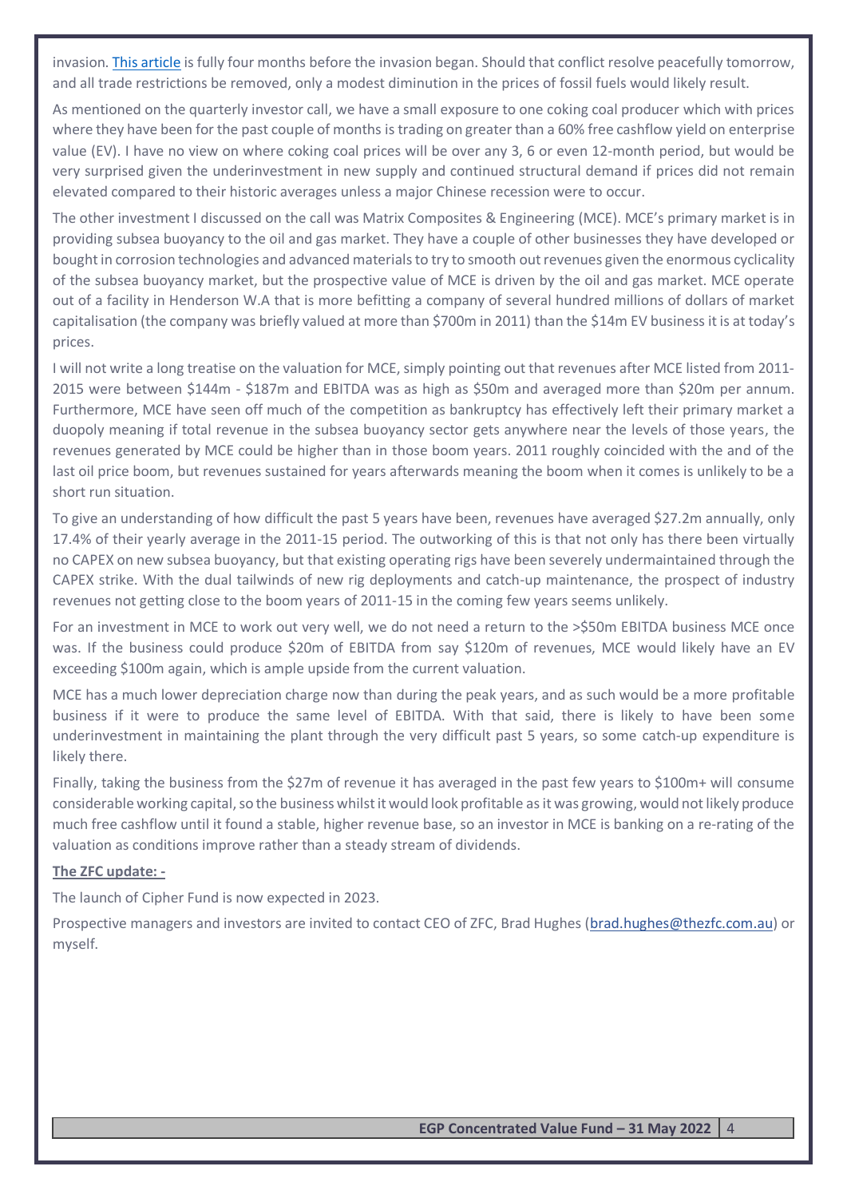invasion. [This article] is fully four months before the invasion began. Should that conflict resolve peacefully tomorrow, and all trade restrictions be removed, only a modest diminution in the prices of fossil fuels would likely result.

As mentioned on the quarterly investor call, we have a small exposure to one coking coal producer which with prices where they have been for the past couple of months is trading on greater than a 60% free cashflow yield on enterprise value (EV). I have no view on where coking coal prices will be over any 3, 6 or even 12-month period, but would be very surprised given the underinvestment in new supply and continued structural demand if prices did not remain elevated compared to their historic averages unless a major Chinese recession were to occur.

The other investment I discussed on the call was Matrix Composites & Engineering (MCE). MCE's primary market is in providing subsea buoyancy to the oil and gas market. They have a couple of other businesses they have developed or bought in corrosion technologies and advanced materials to try to smooth out revenues given the enormous cyclicality of the subsea buoyancy market, but the prospective value of MCE is driven by the oil and gas market. MCE operate out of a facility in Henderson W.A that is more befitting a company of several hundred millions of dollars of market capitalisation (the company was briefly valued at more than $700m in 2011) than the $14m EV business it is at today's prices.

I will not write a long treatise on the valuation for MCE, simply pointing out that revenues after MCE listed from 2011-2015 were between $144m - $187m and EBITDA was as high as $50m and averaged more than $20m per annum. Furthermore, MCE have seen off much of the competition as bankruptcy has effectively left their primary market a duopoly meaning if total revenue in the subsea buoyancy sector gets anywhere near the levels of those years, the revenues generated by MCE could be higher than in those boom years. 2011 roughly coincided with the and of the last oil price boom, but revenues sustained for years afterwards meaning the boom when it comes is unlikely to be a short run situation.

To give an understanding of how difficult the past 5 years have been, revenues have averaged $27.2m annually, only 17.4% of their yearly average in the 2011-15 period. The outworking of this is that not only has there been virtually no CAPEX on new subsea buoyancy, but that existing operating rigs have been severely undermaintained through the CAPEX strike. With the dual tailwinds of new rig deployments and catch-up maintenance, the prospect of industry revenues not getting close to the boom years of 2011-15 in the coming few years seems unlikely.

For an investment in MCE to work out very well, we do not need a return to the >$50m EBITDA business MCE once was. If the business could produce $20m of EBITDA from say $120m of revenues, MCE would likely have an EV exceeding $100m again, which is ample upside from the current valuation.

MCE has a much lower depreciation charge now than during the peak years, and as such would be a more profitable business if it were to produce the same level of EBITDA. With that said, there is likely to have been some underinvestment in maintaining the plant through the very difficult past 5 years, so some catch-up expenditure is likely there.

Finally, taking the business from the $27m of revenue it has averaged in the past few years to $100m+ will consume considerable working capital, so the business whilst it would look profitable as it was growing, would not likely produce much free cashflow until it found a stable, higher revenue base, so an investor in MCE is banking on a re-rating of the valuation as conditions improve rather than a steady stream of dividends.

**The ZFC update: -**

The launch of Cipher Fund is now expected in 2023.

Prospective managers and investors are invited to contact CEO of ZFC, Brad Hughes (brad.hughes@thezfc.com.au) or myself.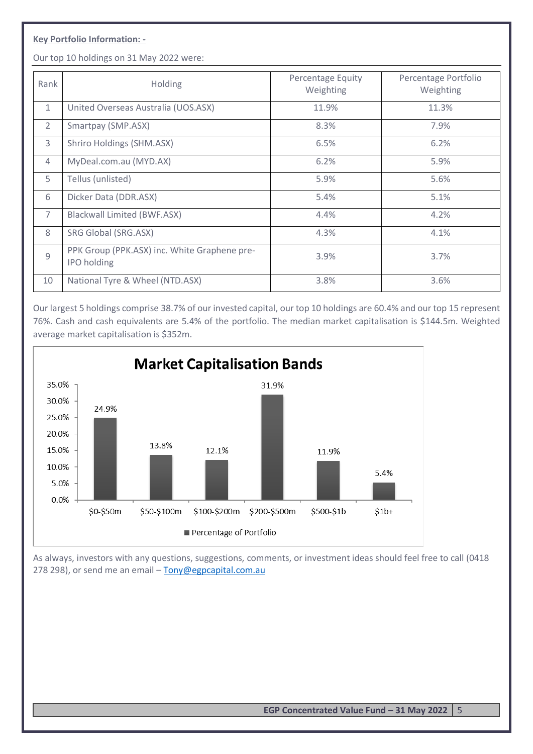**Key Portfolio Information: -**

Our top 10 holdings on 31 May 2022 were:

| Rank | Holding | Percentage Equity Weighting | Percentage Portfolio Weighting |
|---|---|---|---|
| 1 | United Overseas Australia (UOS.ASX) | 11.9% | 11.3% |
| 2 | Smartpay (SMP.ASX) | 8.3% | 7.9% |
| 3 | Shriro Holdings (SHM.ASX) | 6.5% | 6.2% |
| 4 | MyDeal.com.au (MYD.AX) | 6.2% | 5.9% |
| 5 | Tellus (unlisted) | 5.9% | 5.6% |
| 6 | Dicker Data (DDR.ASX) | 5.4% | 5.1% |
| 7 | Blackwall Limited (BWF.ASX) | 4.4% | 4.2% |
| 8 | SRG Global (SRG.ASX) | 4.3% | 4.1% |
| 9 | PPK Group (PPK.ASX) inc. White Graphene pre-IPO holding | 3.9% | 3.7% |
| 10 | National Tyre & Wheel (NTD.ASX) | 3.8% | 3.6% |

Our largest 5 holdings comprise 38.7% of our invested capital, our top 10 holdings are 60.4% and our top 15 represent 76%. Cash and cash equivalents are 5.4% of the portfolio. The median market capitalisation is $144.5m. Weighted average market capitalisation is $352m.

**Market Capitalisation Bands**

| Market Capitalisation | Percentage of Portfolio |
|---|---|
| $0-$50m | 24.9% |
| $50-$100m | 13.8% |
| $100-$200m | 12.1% |
| $200-$500m | 31.9% |
| $500-$1b | 11.9% |
| $1b+ | 5.4% |

As always, investors with any questions, suggestions, comments, or investment ideas should feel free to call (0418 278 298), or send me an email – Tony@egpcapital.com.au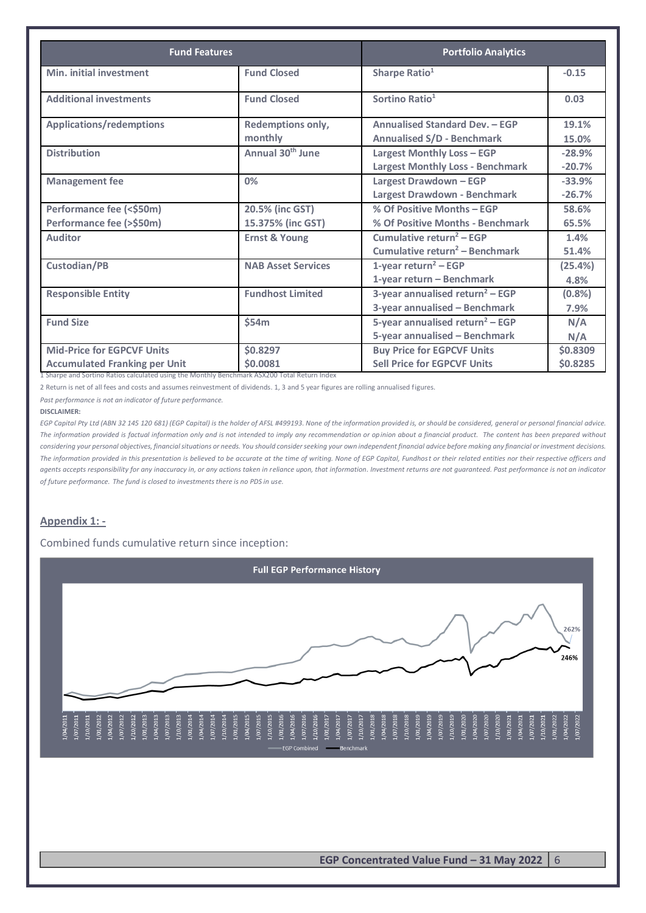| Fund Features | | Portfolio Analytics | |
|---|---|---|---|
| Min. initial investment | Fund Closed | Sharpe Ratio[1] | -0.15 |
| Additional investments | Fund Closed | Sortino Ratio[1] | 0.03 |
| Applications/redemptions | Redemptions only, monthly | Annualised Standard Dev. – EGP<br>Annualised S/D - Benchmark | 19.1%<br>15.0% |
| Distribution | Annual 30th June | Largest Monthly Loss – EGP<br>Largest Monthly Loss - Benchmark | -28.9%<br>-20.7% |
| Management fee | 0% | Largest Drawdown – EGP<br>Largest Drawdown - Benchmark | -33.9%<br>-26.7% |
| Performance fee (<$50m)<br>Performance fee (>$50m) | 20.5% (inc GST)<br>15.375% (inc GST) | % Of Positive Months – EGP<br>% Of Positive Months - Benchmark | 58.6%<br>65.5% |
| Auditor | Ernst & Young | Cumulative return[2] – EGP<br>Cumulative return[2] – Benchmark | 1.4%<br>51.4% |
| Custodian/PB | NAB Asset Services | 1-year return[2] – EGP<br>1-year return – Benchmark | (25.4%)<br>4.8% |
| Responsible Entity | Fundhost Limited | 3-year annualised return[2] – EGP<br>3-year annualised – Benchmark | (0.8%)<br>7.9% |
| Fund Size | $54m | 5-year annualised return[2] – EGP<br>5-year annualised – Benchmark | N/A<br>N/A |
| Mid-Price for EGPCVF Units<br>Accumulated Franking per Unit | $0.8297<br>$0.0081 | Buy Price for EGPCVF Units<br>Sell Price for EGPCVF Units | $0.8309<br>$0.8285 |

1 Sharpe and Sortino Ratios calculated using the Monthly Benchmark ASX200 Total Return Index

2 Return is net of all fees and costs and assumes reinvestment of dividends. 1, 3 and 5 year figures are rolling annualised figures.

*Past performance is not an indicator of future performance.*

**DISCLAIMER:**

*EGP Capital Pty Ltd (ABN 32 145 120 681) (EGP Capital) is the holder of AFSL #499193. None of the information provided is, or should be considered, general or personal financial advice. The information provided is factual information only and is not intended to imply any recommendation or opinion about a financial product. The content has been prepared without considering your personal objectives, financial situations or needs. You should consider seeking your own independent financial advice before making any financial or investment decisions. The information provided in this presentation is believed to be accurate at the time of writing. None of EGP Capital, Fundhost or their related entities nor their respective officers and agents accepts responsibility for any inaccuracy in, or any actions taken in reliance upon, that information. Investment returns are not guaranteed. Past performance is not an indicator of future performance. The fund is closed to investments there is no PDS in use.*

## Appendix 1: -

Combined funds cumulative return since inception:

Full EGP Performance History

262%

246%

1/04/2011 1/07/2011 1/10/2011 1/01/2012 1/04/2012 1/07/2012 1/10/2012 1/01/2013 1/04/2013 1/07/2013 1/10/2013 1/01/2014 1/04/2014 1/07/2014 1/10/2014 1/01/2015 1/04/2015 1/07/2015 1/10/2015 1/01/2016 1/04/2016 1/07/2016 1/10/2016 1/01/2017 1/04/2017 1/07/2017 1/10/2017 1/01/2018 1/04/2018 1/07/2018 1/10/2018 1/01/2019 1/04/2019 1/07/2019 1/10/2019 1/01/2020 1/04/2020 1/07/2020 1/10/2020 1/01/2021 1/04/2021 1/07/2021 1/10/2021 1/01/2022 1/04/2022 1/07/2022

EGP Combined — Benchmark